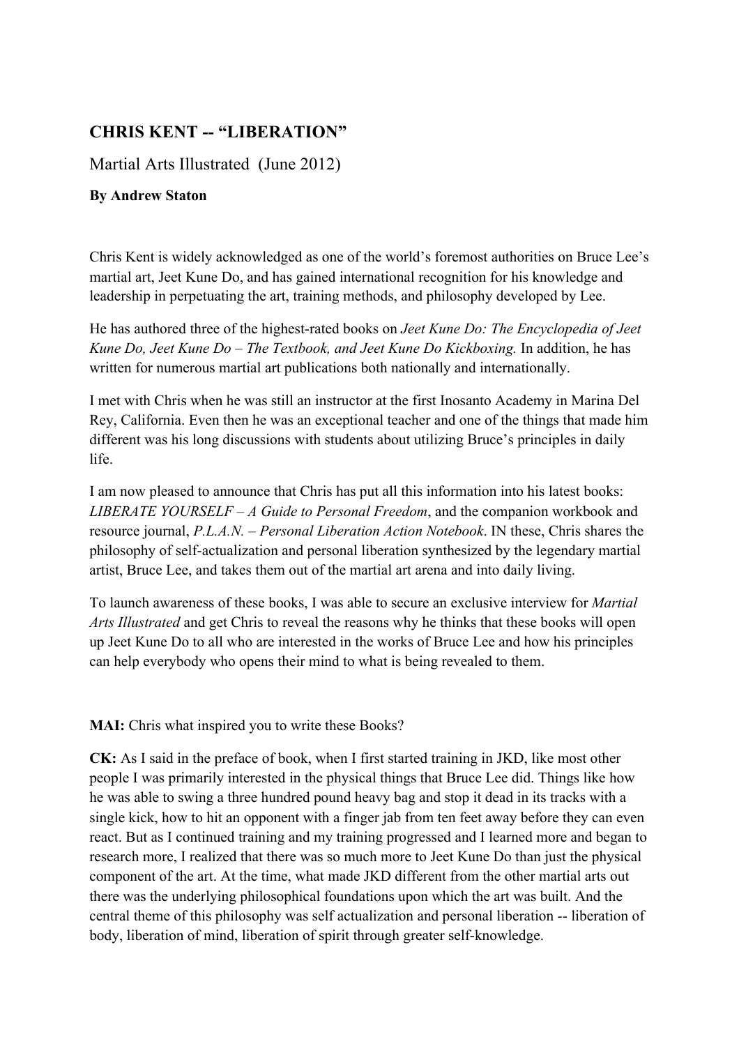## CHRIS KENT -- "LIBERATION"

Martial Arts Illustrated (June 2012)

**By Andrew Staton**

Chris Kent is widely acknowledged as one of the world's foremost authorities on Bruce Lee's martial art, Jeet Kune Do, and has gained international recognition for his knowledge and leadership in perpetuating the art, training methods, and philosophy developed by Lee.

He has authored three of the highest-rated books on *Jeet Kune Do: The Encyclopedia of Jeet Kune Do, Jeet Kune Do – The Textbook, and Jeet Kune Do Kickboxing.* In addition, he has written for numerous martial art publications both nationally and internationally.

I met with Chris when he was still an instructor at the first Inosanto Academy in Marina Del Rey, California. Even then he was an exceptional teacher and one of the things that made him different was his long discussions with students about utilizing Bruce's principles in daily life.

I am now pleased to announce that Chris has put all this information into his latest books: *LIBERATE YOURSELF – A Guide to Personal Freedom*, and the companion workbook and resource journal, *P.L.A.N. – Personal Liberation Action Notebook*. IN these, Chris shares the philosophy of self-actualization and personal liberation synthesized by the legendary martial artist, Bruce Lee, and takes them out of the martial art arena and into daily living.

To launch awareness of these books, I was able to secure an exclusive interview for *Martial Arts Illustrated* and get Chris to reveal the reasons why he thinks that these books will open up Jeet Kune Do to all who are interested in the works of Bruce Lee and how his principles can help everybody who opens their mind to what is being revealed to them.

**MAI:** Chris what inspired you to write these Books?

**CK:** As I said in the preface of book, when I first started training in JKD, like most other people I was primarily interested in the physical things that Bruce Lee did. Things like how he was able to swing a three hundred pound heavy bag and stop it dead in its tracks with a single kick, how to hit an opponent with a finger jab from ten feet away before they can even react. But as I continued training and my training progressed and I learned more and began to research more, I realized that there was so much more to Jeet Kune Do than just the physical component of the art. At the time, what made JKD different from the other martial arts out there was the underlying philosophical foundations upon which the art was built. And the central theme of this philosophy was self actualization and personal liberation -- liberation of body, liberation of mind, liberation of spirit through greater self-knowledge.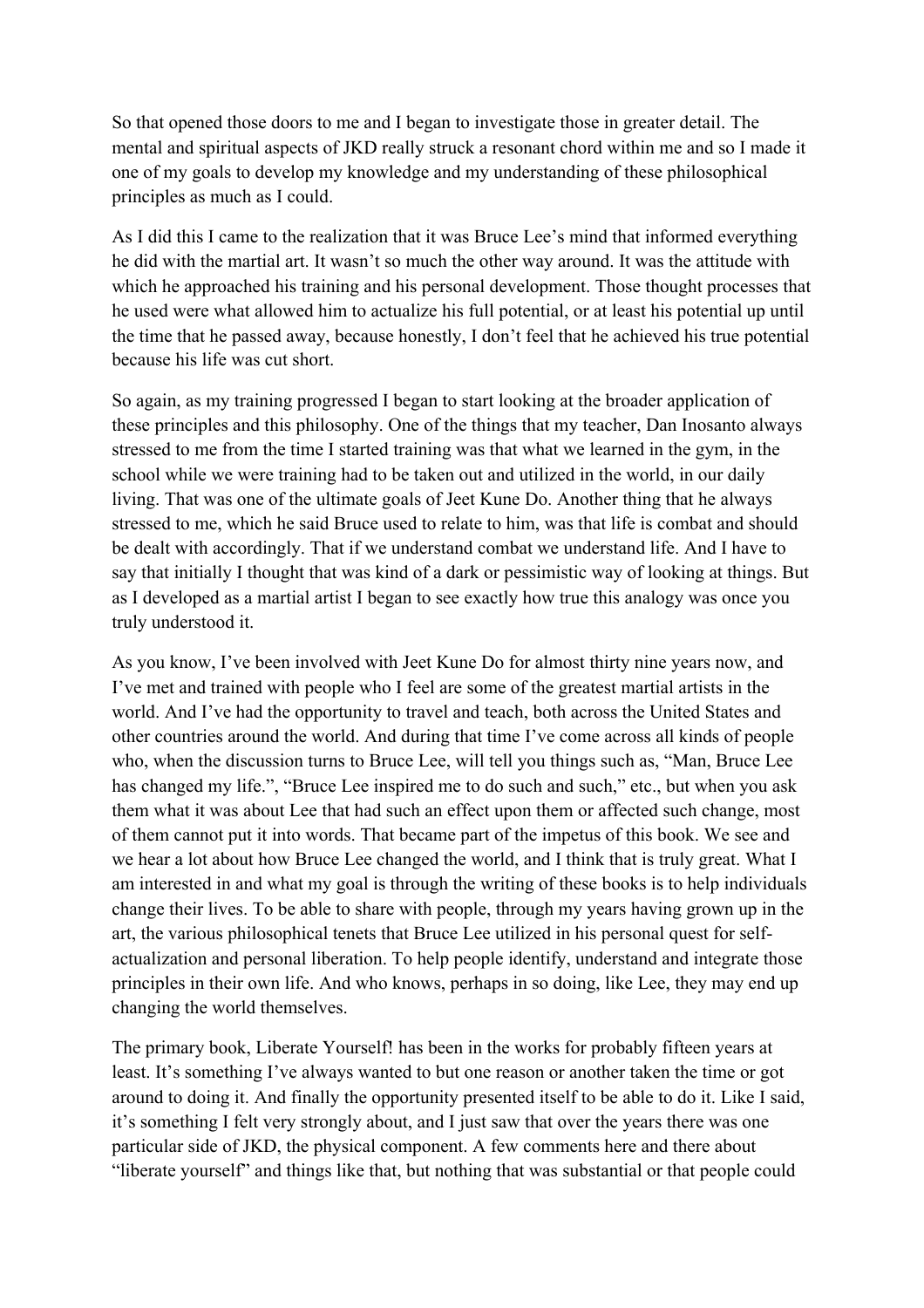So that opened those doors to me and I began to investigate those in greater detail. The mental and spiritual aspects of JKD really struck a resonant chord within me and so I made it one of my goals to develop my knowledge and my understanding of these philosophical principles as much as I could.

As I did this I came to the realization that it was Bruce Lee's mind that informed everything he did with the martial art. It wasn't so much the other way around. It was the attitude with which he approached his training and his personal development. Those thought processes that he used were what allowed him to actualize his full potential, or at least his potential up until the time that he passed away, because honestly, I don't feel that he achieved his true potential because his life was cut short.

So again, as my training progressed I began to start looking at the broader application of these principles and this philosophy. One of the things that my teacher, Dan Inosanto always stressed to me from the time I started training was that what we learned in the gym, in the school while we were training had to be taken out and utilized in the world, in our daily living. That was one of the ultimate goals of Jeet Kune Do. Another thing that he always stressed to me, which he said Bruce used to relate to him, was that life is combat and should be dealt with accordingly. That if we understand combat we understand life. And I have to say that initially I thought that was kind of a dark or pessimistic way of looking at things. But as I developed as a martial artist I began to see exactly how true this analogy was once you truly understood it.

As you know, I've been involved with Jeet Kune Do for almost thirty nine years now, and I've met and trained with people who I feel are some of the greatest martial artists in the world. And I've had the opportunity to travel and teach, both across the United States and other countries around the world. And during that time I've come across all kinds of people who, when the discussion turns to Bruce Lee, will tell you things such as, "Man, Bruce Lee has changed my life.", "Bruce Lee inspired me to do such and such," etc., but when you ask them what it was about Lee that had such an effect upon them or affected such change, most of them cannot put it into words. That became part of the impetus of this book. We see and we hear a lot about how Bruce Lee changed the world, and I think that is truly great. What I am interested in and what my goal is through the writing of these books is to help individuals change their lives. To be able to share with people, through my years having grown up in the art, the various philosophical tenets that Bruce Lee utilized in his personal quest for self-actualization and personal liberation. To help people identify, understand and integrate those principles in their own life. And who knows, perhaps in so doing, like Lee, they may end up changing the world themselves.

The primary book, Liberate Yourself! has been in the works for probably fifteen years at least. It's something I've always wanted to but one reason or another taken the time or got around to doing it. And finally the opportunity presented itself to be able to do it. Like I said, it's something I felt very strongly about, and I just saw that over the years there was one particular side of JKD, the physical component. A few comments here and there about "liberate yourself" and things like that, but nothing that was substantial or that people could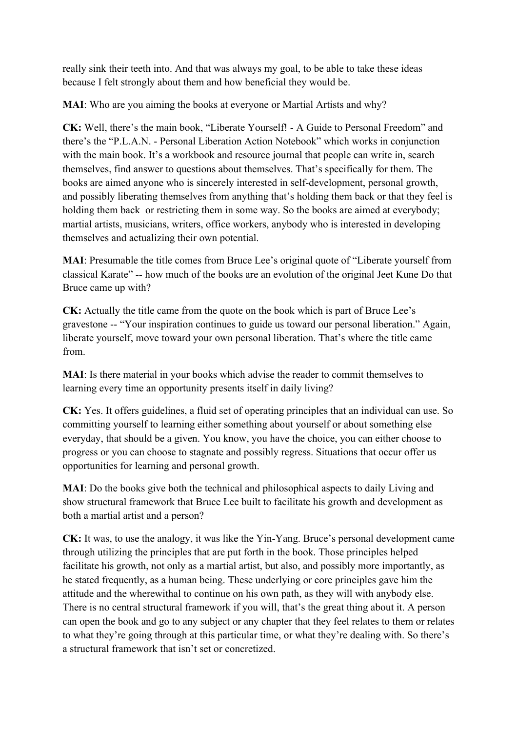really sink their teeth into. And that was always my goal, to be able to take these ideas because I felt strongly about them and how beneficial they would be.

**MAI**: Who are you aiming the books at everyone or Martial Artists and why?

**CK:** Well, there's the main book, "Liberate Yourself! - A Guide to Personal Freedom" and there's the "P.L.A.N. - Personal Liberation Action Notebook" which works in conjunction with the main book. It's a workbook and resource journal that people can write in, search themselves, find answer to questions about themselves. That's specifically for them. The books are aimed anyone who is sincerely interested in self-development, personal growth, and possibly liberating themselves from anything that's holding them back or that they feel is holding them back or restricting them in some way. So the books are aimed at everybody; martial artists, musicians, writers, office workers, anybody who is interested in developing themselves and actualizing their own potential.

**MAI**: Presumable the title comes from Bruce Lee's original quote of "Liberate yourself from classical Karate" -- how much of the books are an evolution of the original Jeet Kune Do that Bruce came up with?

**CK:** Actually the title came from the quote on the book which is part of Bruce Lee's gravestone -- "Your inspiration continues to guide us toward our personal liberation." Again, liberate yourself, move toward your own personal liberation. That's where the title came from.

**MAI**: Is there material in your books which advise the reader to commit themselves to learning every time an opportunity presents itself in daily living?

**CK:** Yes. It offers guidelines, a fluid set of operating principles that an individual can use. So committing yourself to learning either something about yourself or about something else everyday, that should be a given. You know, you have the choice, you can either choose to progress or you can choose to stagnate and possibly regress. Situations that occur offer us opportunities for learning and personal growth.

**MAI**: Do the books give both the technical and philosophical aspects to daily Living and show structural framework that Bruce Lee built to facilitate his growth and development as both a martial artist and a person?

**CK:** It was, to use the analogy, it was like the Yin-Yang. Bruce's personal development came through utilizing the principles that are put forth in the book. Those principles helped facilitate his growth, not only as a martial artist, but also, and possibly more importantly, as he stated frequently, as a human being. These underlying or core principles gave him the attitude and the wherewithal to continue on his own path, as they will with anybody else. There is no central structural framework if you will, that's the great thing about it. A person can open the book and go to any subject or any chapter that they feel relates to them or relates to what they're going through at this particular time, or what they're dealing with. So there's a structural framework that isn't set or concretized.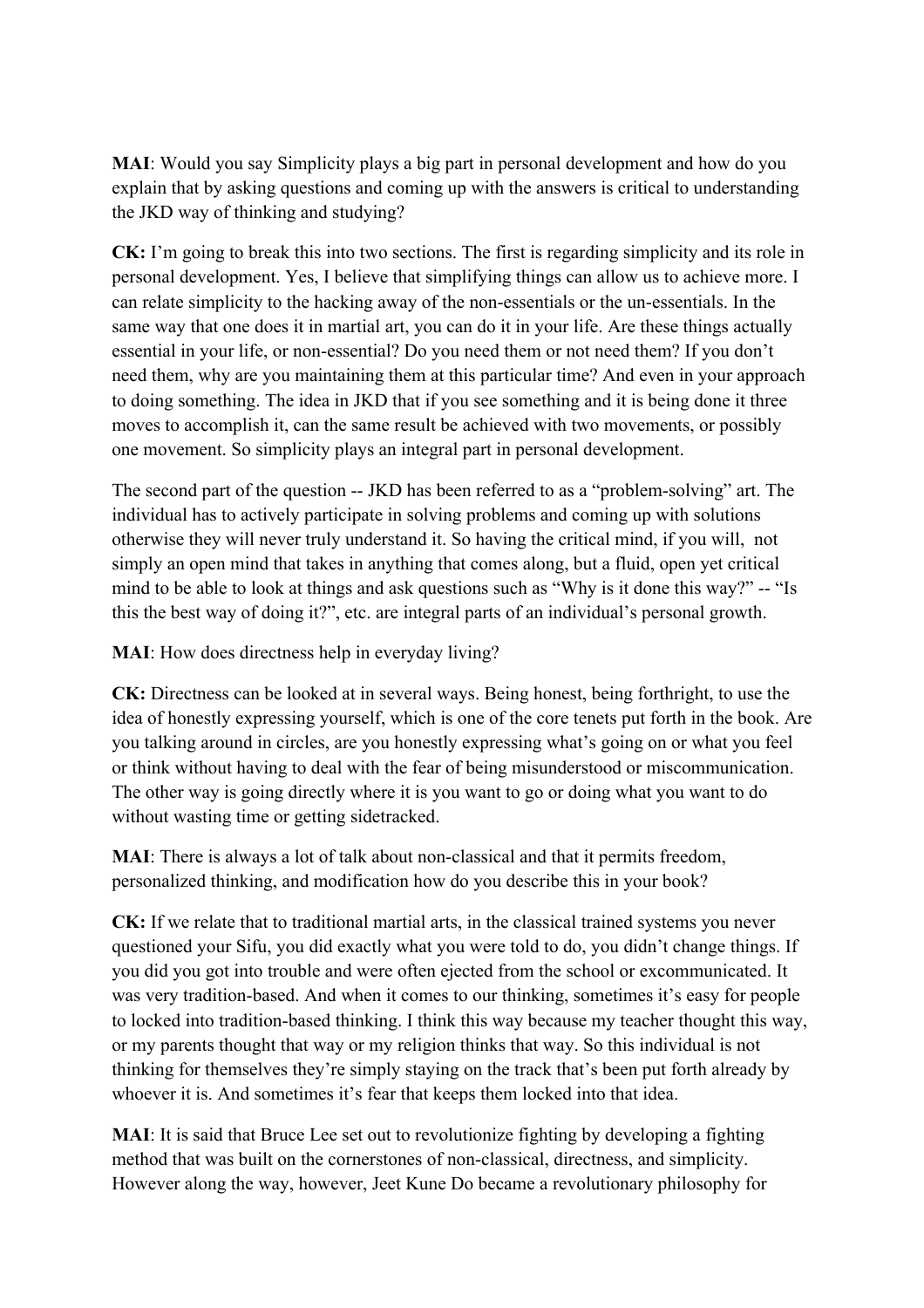**MAI**: Would you say Simplicity plays a big part in personal development and how do you explain that by asking questions and coming up with the answers is critical to understanding the JKD way of thinking and studying?

**CK:** I'm going to break this into two sections. The first is regarding simplicity and its role in personal development. Yes, I believe that simplifying things can allow us to achieve more. I can relate simplicity to the hacking away of the non-essentials or the un-essentials. In the same way that one does it in martial art, you can do it in your life. Are these things actually essential in your life, or non-essential? Do you need them or not need them? If you don't need them, why are you maintaining them at this particular time? And even in your approach to doing something. The idea in JKD that if you see something and it is being done it three moves to accomplish it, can the same result be achieved with two movements, or possibly one movement. So simplicity plays an integral part in personal development.

The second part of the question -- JKD has been referred to as a "problem-solving" art. The individual has to actively participate in solving problems and coming up with solutions otherwise they will never truly understand it. So having the critical mind, if you will, not simply an open mind that takes in anything that comes along, but a fluid, open yet critical mind to be able to look at things and ask questions such as "Why is it done this way?" -- "Is this the best way of doing it?", etc. are integral parts of an individual's personal growth.

**MAI**: How does directness help in everyday living?

**CK:** Directness can be looked at in several ways. Being honest, being forthright, to use the idea of honestly expressing yourself, which is one of the core tenets put forth in the book. Are you talking around in circles, are you honestly expressing what's going on or what you feel or think without having to deal with the fear of being misunderstood or miscommunication. The other way is going directly where it is you want to go or doing what you want to do without wasting time or getting sidetracked.

**MAI**: There is always a lot of talk about non-classical and that it permits freedom, personalized thinking, and modification how do you describe this in your book?

**CK:** If we relate that to traditional martial arts, in the classical trained systems you never questioned your Sifu, you did exactly what you were told to do, you didn't change things. If you did you got into trouble and were often ejected from the school or excommunicated. It was very tradition-based. And when it comes to our thinking, sometimes it's easy for people to locked into tradition-based thinking. I think this way because my teacher thought this way, or my parents thought that way or my religion thinks that way. So this individual is not thinking for themselves they're simply staying on the track that's been put forth already by whoever it is. And sometimes it's fear that keeps them locked into that idea.

**MAI**: It is said that Bruce Lee set out to revolutionize fighting by developing a fighting method that was built on the cornerstones of non-classical, directness, and simplicity. However along the way, however, Jeet Kune Do became a revolutionary philosophy for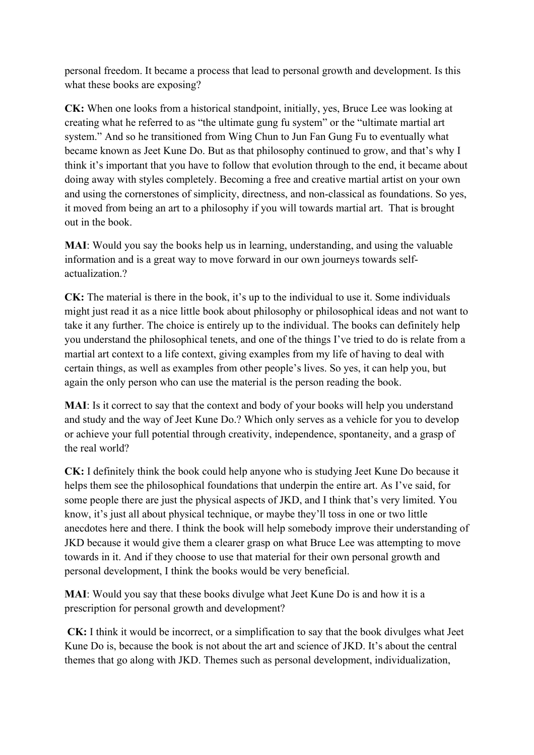personal freedom. It became a process that lead to personal growth and development. Is this what these books are exposing?

**CK:** When one looks from a historical standpoint, initially, yes, Bruce Lee was looking at creating what he referred to as "the ultimate gung fu system" or the "ultimate martial art system." And so he transitioned from Wing Chun to Jun Fan Gung Fu to eventually what became known as Jeet Kune Do. But as that philosophy continued to grow, and that's why I think it's important that you have to follow that evolution through to the end, it became about doing away with styles completely. Becoming a free and creative martial artist on your own and using the cornerstones of simplicity, directness, and non-classical as foundations. So yes, it moved from being an art to a philosophy if you will towards martial art. That is brought out in the book.

**MAI**: Would you say the books help us in learning, understanding, and using the valuable information and is a great way to move forward in our own journeys towards self-actualization.?

**CK:** The material is there in the book, it's up to the individual to use it. Some individuals might just read it as a nice little book about philosophy or philosophical ideas and not want to take it any further. The choice is entirely up to the individual. The books can definitely help you understand the philosophical tenets, and one of the things I've tried to do is relate from a martial art context to a life context, giving examples from my life of having to deal with certain things, as well as examples from other people's lives. So yes, it can help you, but again the only person who can use the material is the person reading the book.

**MAI**: Is it correct to say that the context and body of your books will help you understand and study and the way of Jeet Kune Do.? Which only serves as a vehicle for you to develop or achieve your full potential through creativity, independence, spontaneity, and a grasp of the real world?

**CK:** I definitely think the book could help anyone who is studying Jeet Kune Do because it helps them see the philosophical foundations that underpin the entire art. As I've said, for some people there are just the physical aspects of JKD, and I think that's very limited. You know, it's just all about physical technique, or maybe they'll toss in one or two little anecdotes here and there. I think the book will help somebody improve their understanding of JKD because it would give them a clearer grasp on what Bruce Lee was attempting to move towards in it. And if they choose to use that material for their own personal growth and personal development, I think the books would be very beneficial.

**MAI**: Would you say that these books divulge what Jeet Kune Do is and how it is a prescription for personal growth and development?

**CK:** I think it would be incorrect, or a simplification to say that the book divulges what Jeet Kune Do is, because the book is not about the art and science of JKD. It's about the central themes that go along with JKD. Themes such as personal development, individualization,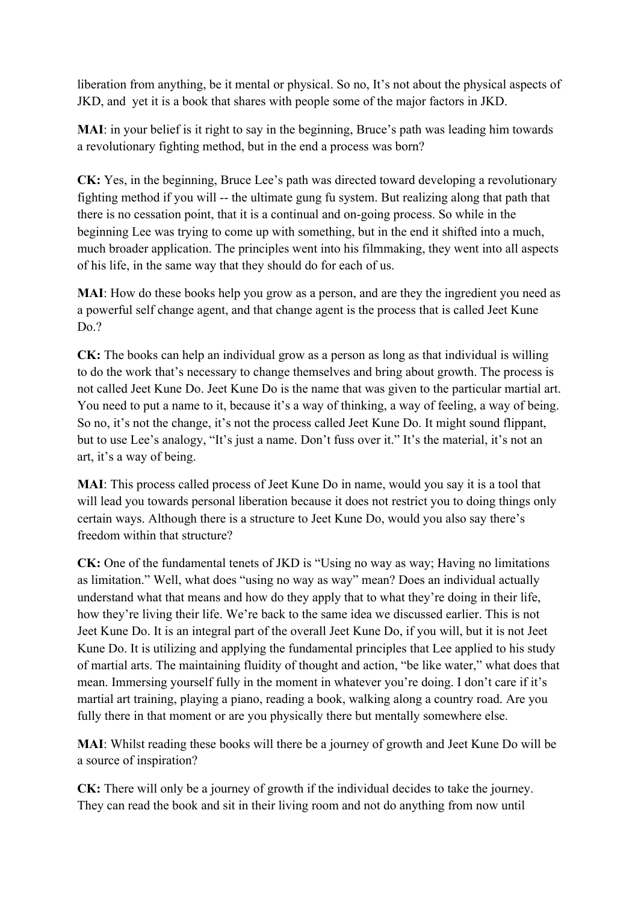liberation from anything, be it mental or physical. So no, It's not about the physical aspects of JKD, and yet it is a book that shares with people some of the major factors in JKD.

**MAI**: in your belief is it right to say in the beginning, Bruce's path was leading him towards a revolutionary fighting method, but in the end a process was born?

**CK:** Yes, in the beginning, Bruce Lee's path was directed toward developing a revolutionary fighting method if you will -- the ultimate gung fu system. But realizing along that path that there is no cessation point, that it is a continual and on-going process. So while in the beginning Lee was trying to come up with something, but in the end it shifted into a much, much broader application. The principles went into his filmmaking, they went into all aspects of his life, in the same way that they should do for each of us.

**MAI**: How do these books help you grow as a person, and are they the ingredient you need as a powerful self change agent, and that change agent is the process that is called Jeet Kune Do.?

**CK:** The books can help an individual grow as a person as long as that individual is willing to do the work that's necessary to change themselves and bring about growth. The process is not called Jeet Kune Do. Jeet Kune Do is the name that was given to the particular martial art. You need to put a name to it, because it's a way of thinking, a way of feeling, a way of being. So no, it's not the change, it's not the process called Jeet Kune Do. It might sound flippant, but to use Lee's analogy, "It's just a name. Don't fuss over it." It's the material, it's not an art, it's a way of being.

**MAI**: This process called process of Jeet Kune Do in name, would you say it is a tool that will lead you towards personal liberation because it does not restrict you to doing things only certain ways. Although there is a structure to Jeet Kune Do, would you also say there's freedom within that structure?

**CK:** One of the fundamental tenets of JKD is "Using no way as way; Having no limitations as limitation." Well, what does "using no way as way" mean? Does an individual actually understand what that means and how do they apply that to what they're doing in their life, how they're living their life. We're back to the same idea we discussed earlier. This is not Jeet Kune Do. It is an integral part of the overall Jeet Kune Do, if you will, but it is not Jeet Kune Do. It is utilizing and applying the fundamental principles that Lee applied to his study of martial arts. The maintaining fluidity of thought and action, "be like water," what does that mean. Immersing yourself fully in the moment in whatever you're doing. I don't care if it's martial art training, playing a piano, reading a book, walking along a country road. Are you fully there in that moment or are you physically there but mentally somewhere else.

**MAI**: Whilst reading these books will there be a journey of growth and Jeet Kune Do will be a source of inspiration?

**CK:** There will only be a journey of growth if the individual decides to take the journey. They can read the book and sit in their living room and not do anything from now until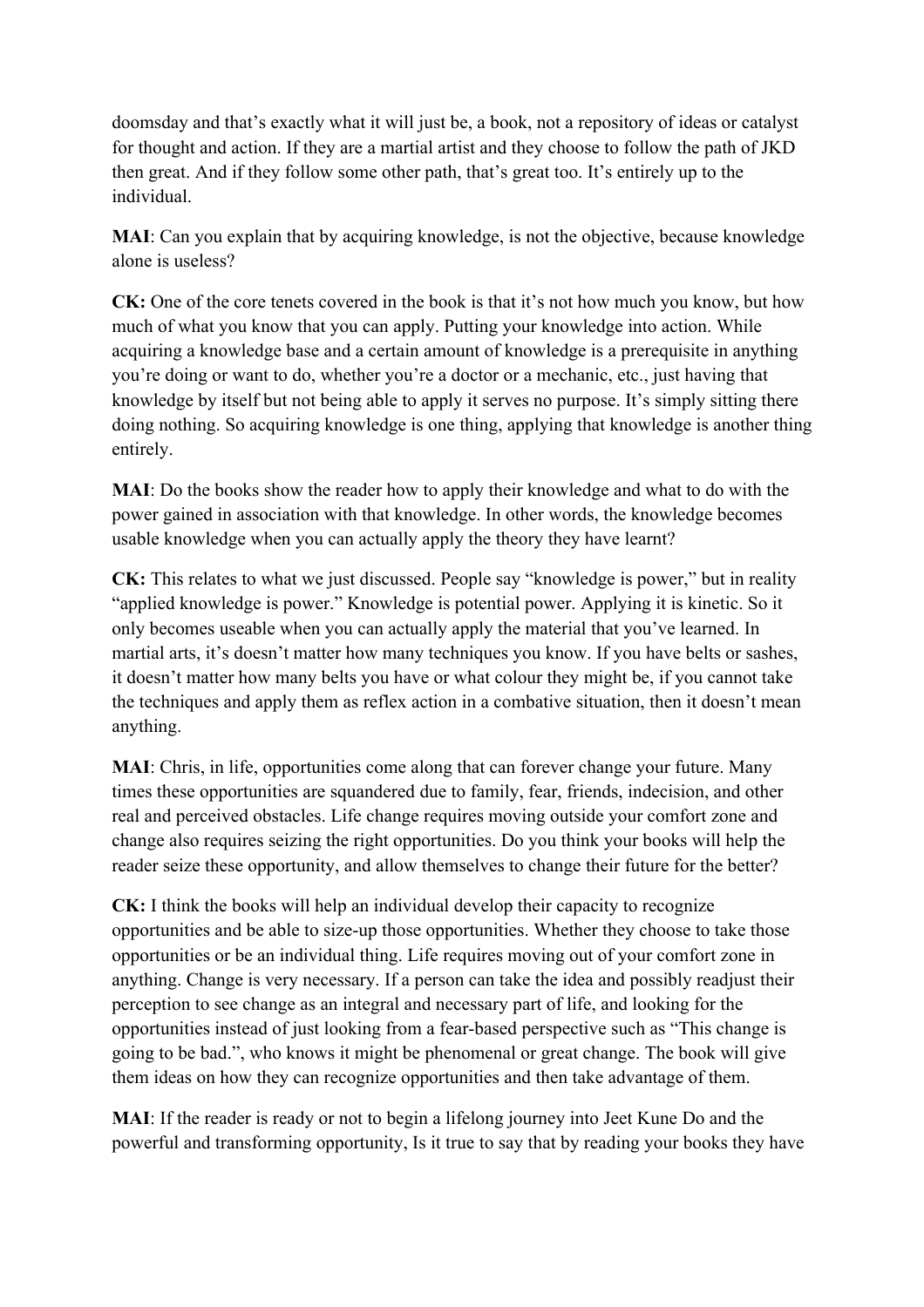doomsday and that's exactly what it will just be, a book, not a repository of ideas or catalyst for thought and action. If they are a martial artist and they choose to follow the path of JKD then great. And if they follow some other path, that's great too. It's entirely up to the individual.

**MAI**: Can you explain that by acquiring knowledge, is not the objective, because knowledge alone is useless?

**CK:** One of the core tenets covered in the book is that it's not how much you know, but how much of what you know that you can apply. Putting your knowledge into action. While acquiring a knowledge base and a certain amount of knowledge is a prerequisite in anything you're doing or want to do, whether you're a doctor or a mechanic, etc., just having that knowledge by itself but not being able to apply it serves no purpose. It's simply sitting there doing nothing. So acquiring knowledge is one thing, applying that knowledge is another thing entirely.

**MAI**: Do the books show the reader how to apply their knowledge and what to do with the power gained in association with that knowledge. In other words, the knowledge becomes usable knowledge when you can actually apply the theory they have learnt?

**CK:** This relates to what we just discussed. People say "knowledge is power," but in reality "applied knowledge is power." Knowledge is potential power. Applying it is kinetic. So it only becomes useable when you can actually apply the material that you've learned. In martial arts, it's doesn't matter how many techniques you know. If you have belts or sashes, it doesn't matter how many belts you have or what colour they might be, if you cannot take the techniques and apply them as reflex action in a combative situation, then it doesn't mean anything.

**MAI**: Chris, in life, opportunities come along that can forever change your future. Many times these opportunities are squandered due to family, fear, friends, indecision, and other real and perceived obstacles. Life change requires moving outside your comfort zone and change also requires seizing the right opportunities. Do you think your books will help the reader seize these opportunity, and allow themselves to change their future for the better?

**CK:** I think the books will help an individual develop their capacity to recognize opportunities and be able to size-up those opportunities. Whether they choose to take those opportunities or be an individual thing. Life requires moving out of your comfort zone in anything. Change is very necessary. If a person can take the idea and possibly readjust their perception to see change as an integral and necessary part of life, and looking for the opportunities instead of just looking from a fear-based perspective such as "This change is going to be bad.", who knows it might be phenomenal or great change. The book will give them ideas on how they can recognize opportunities and then take advantage of them.

**MAI**: If the reader is ready or not to begin a lifelong journey into Jeet Kune Do and the powerful and transforming opportunity, Is it true to say that by reading your books they have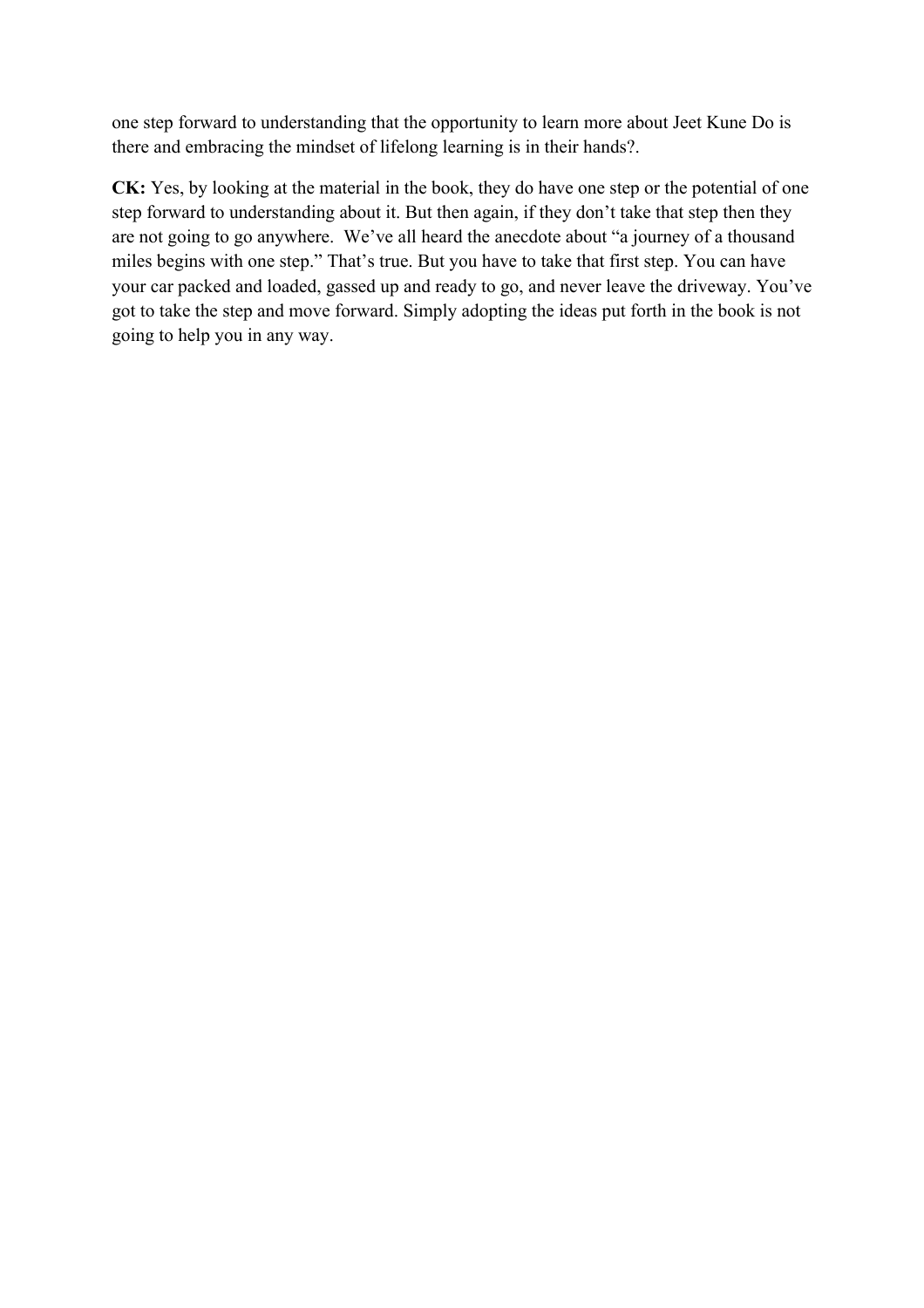one step forward to understanding that the opportunity to learn more about Jeet Kune Do is there and embracing the mindset of lifelong learning is in their hands?.

**CK:** Yes, by looking at the material in the book, they do have one step or the potential of one step forward to understanding about it. But then again, if they don't take that step then they are not going to go anywhere.  We've all heard the anecdote about "a journey of a thousand miles begins with one step." That's true. But you have to take that first step. You can have your car packed and loaded, gassed up and ready to go, and never leave the driveway. You've got to take the step and move forward. Simply adopting the ideas put forth in the book is not going to help you in any way.